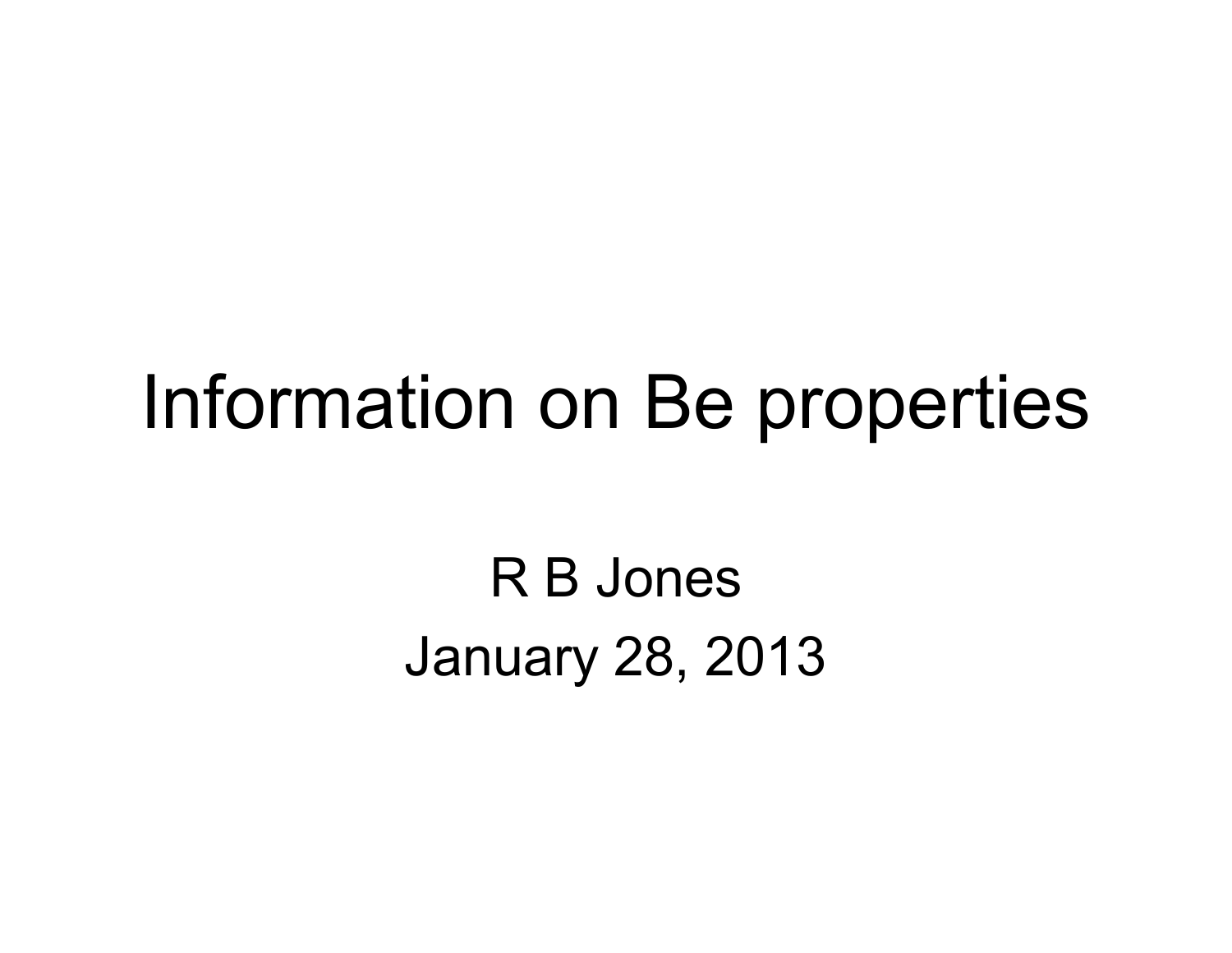# Information on Be properties

R B Jones

January 28, 2013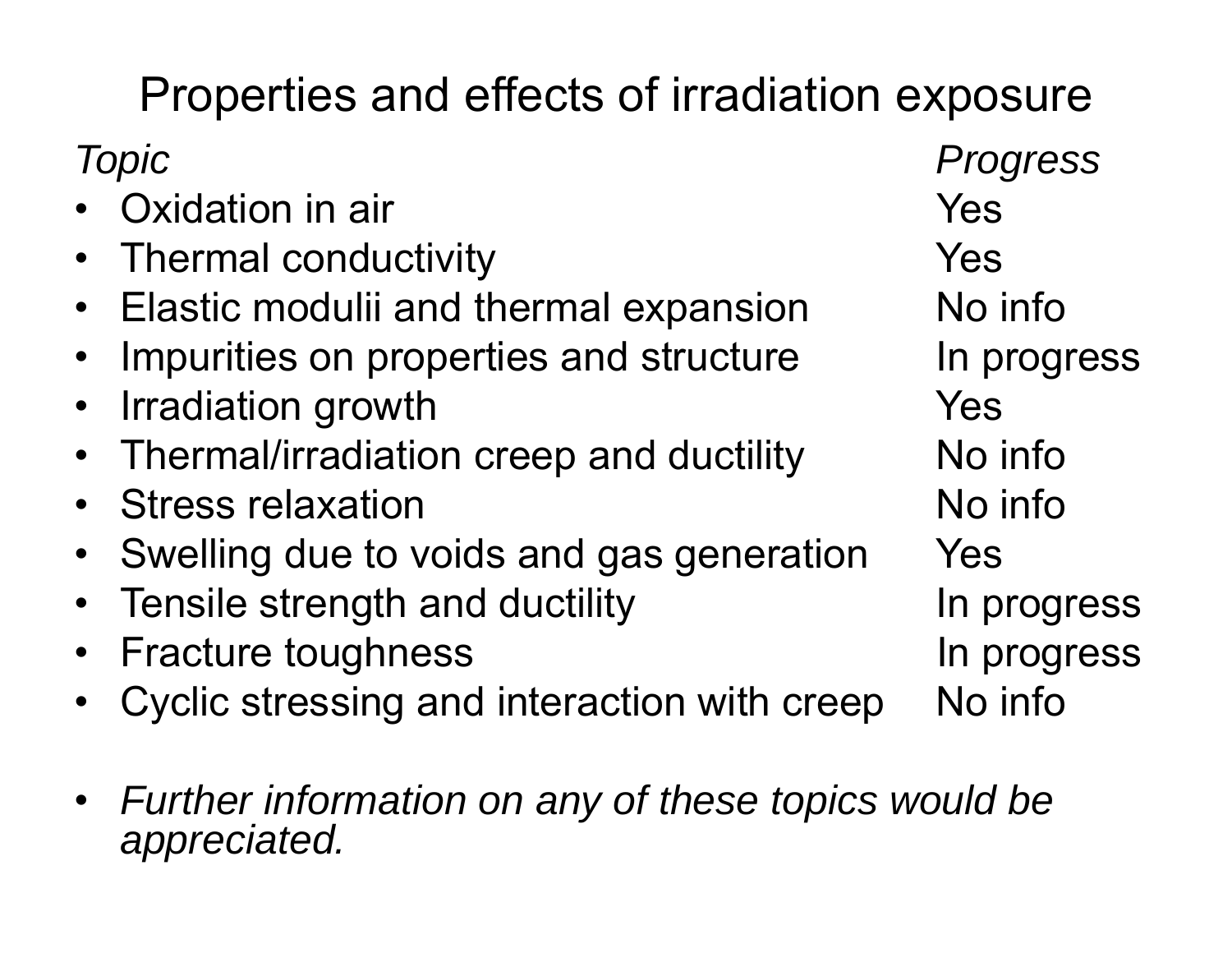# Properties and effects of irradiation exposure

| *Topic* | *Progress* |
| --- | --- |
| Oxidation in air | Yes |
| Thermal conductivity | Yes |
| Elastic modulii and thermal expansion | No info |
| Impurities on properties and structure | In progress |
| Irradiation growth | Yes |
| Thermal/irradiation creep and ductility | No info |
| Stress relaxation | No info |
| Swelling due to voids and gas generation | Yes |
| Tensile strength and ductility | In progress |
| Fracture toughness | In progress |
| Cyclic stressing and interaction with creep | No info |

- *Further information on any of these topics would be appreciated.*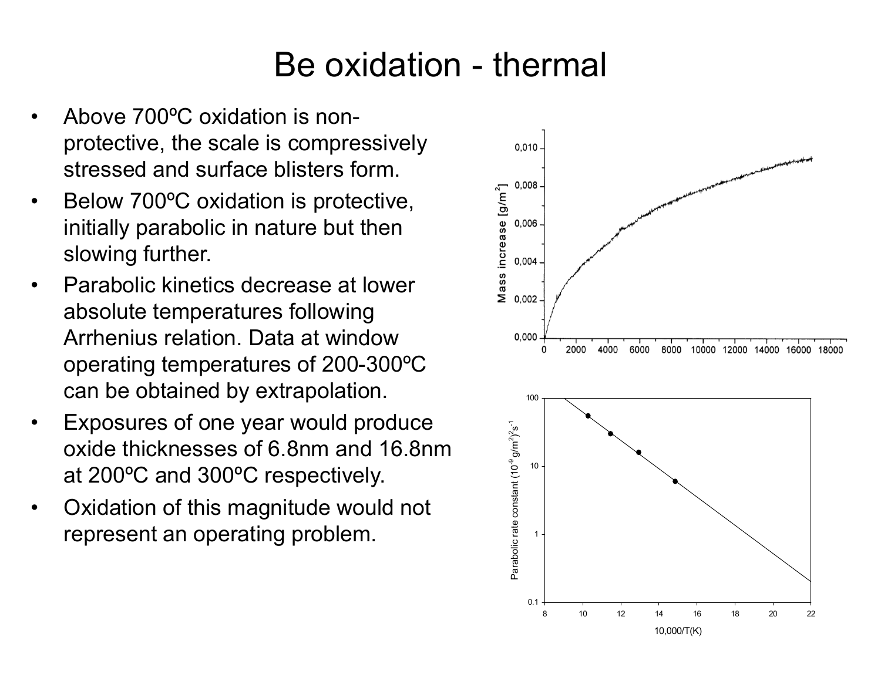# Be oxidation - thermal

- Above 700ºC oxidation is non-protective, the scale is compressively stressed and surface blisters form.
- Below 700ºC oxidation is protective, initially parabolic in nature but then slowing further.
- Parabolic kinetics decrease at lower absolute temperatures following Arrhenius relation. Data at window operating temperatures of 200-300ºC can be obtained by extrapolation.
- Exposures of one year would produce oxide thicknesses of 6.8nm and 16.8nm at 200ºC and 300ºC respectively.
- Oxidation of this magnitude would not represent an operating problem.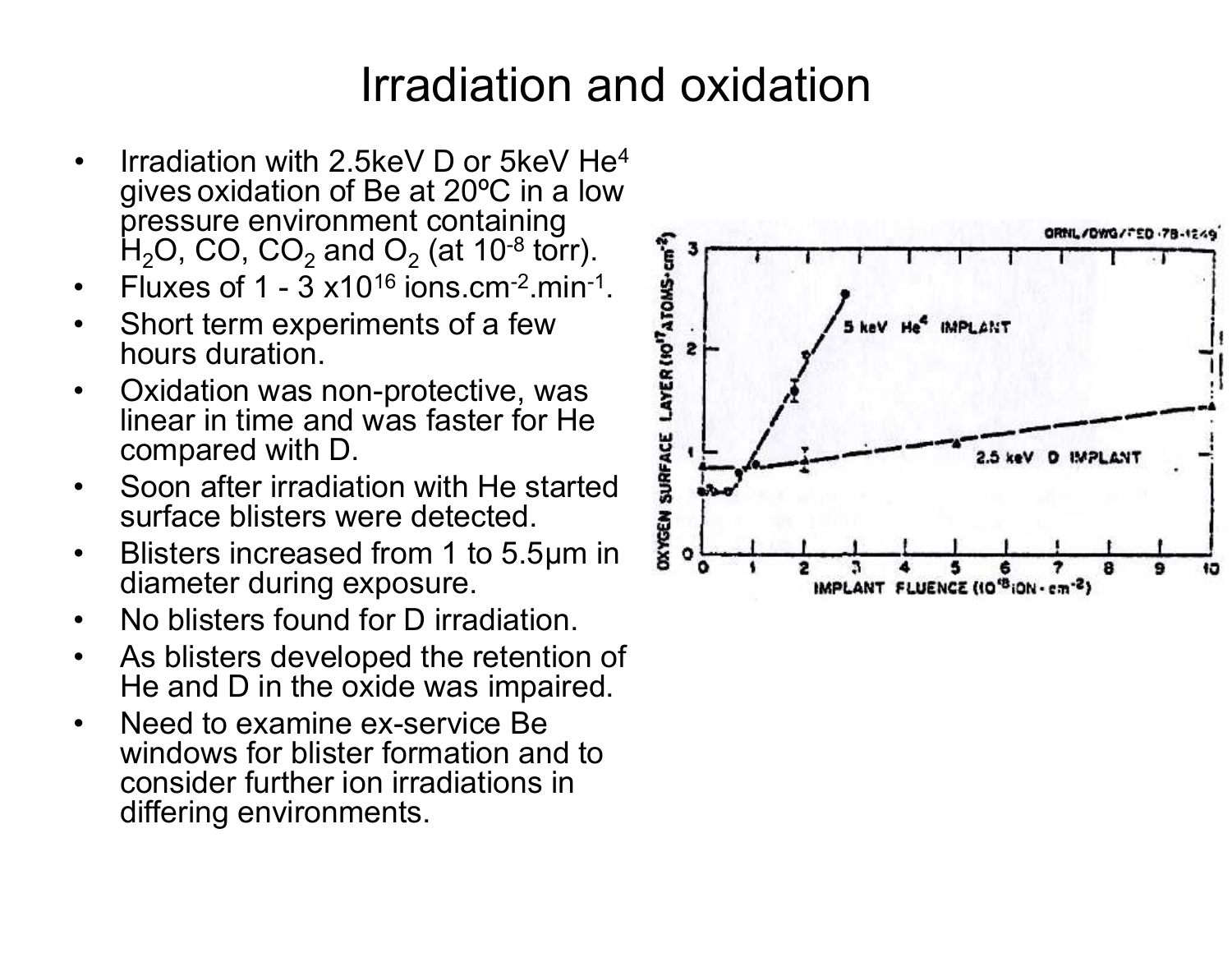# Irradiation and oxidation

- Irradiation with 2.5keV D or 5keV $He^4$ gives oxidation of Be at 20ºC in a low pressure environment containing $H_2O$, CO, $CO_2$ and $O_2$ (at $10^{-8}$ torr).
- Fluxes of 1 - 3 $x10^{16}$ $ions.cm^{-2}.min^{-1}$.
- Short term experiments of a few hours duration.
- Oxidation was non-protective, was linear in time and was faster for He compared with D.
- Soon after irradiation with He started surface blisters were detected.
- Blisters increased from 1 to 5.5μm in diameter during exposure.
- No blisters found for D irradiation.
- As blisters developed the retention of He and D in the oxide was impaired.
- Need to examine ex-service Be windows for blister formation and to consider further ion irradiations in differing environments.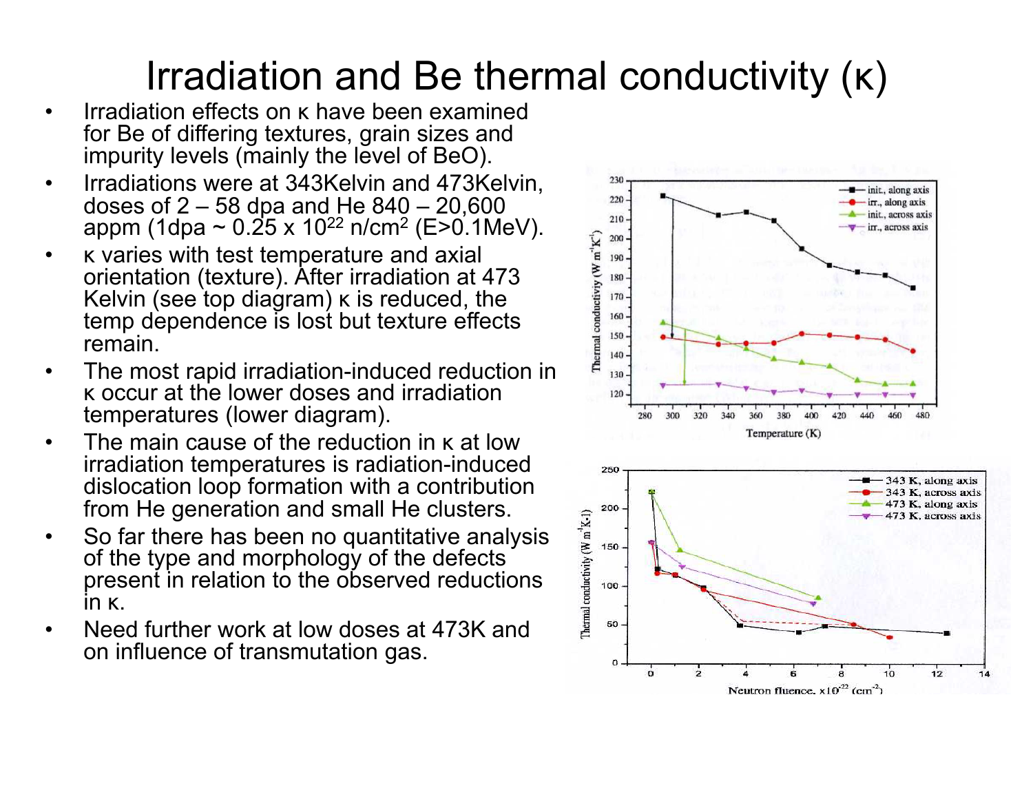# Irradiation and Be thermal conductivity (κ)

- Irradiation effects on κ have been examined for Be of differing textures, grain sizes and impurity levels (mainly the level of BeO).
- Irradiations were at 343Kelvin and 473Kelvin, doses of 2 – 58 dpa and He 840 – 20,600 appm (1dpa ~ 0.25 x $10^{22}$ n/$cm^2$ (E>0.1MeV).
- κ varies with test temperature and axial orientation (texture). After irradiation at 473 Kelvin (see top diagram) κ is reduced, the temp dependence is lost but texture effects remain.
- The most rapid irradiation-induced reduction in κ occur at the lower doses and irradiation temperatures (lower diagram).
- The main cause of the reduction in κ at low irradiation temperatures is radiation-induced dislocation loop formation with a contribution from He generation and small He clusters.
- So far there has been no quantitative analysis of the type and morphology of the defects present in relation to the observed reductions in κ.
- Need further work at low doses at 473K and on influence of transmutation gas.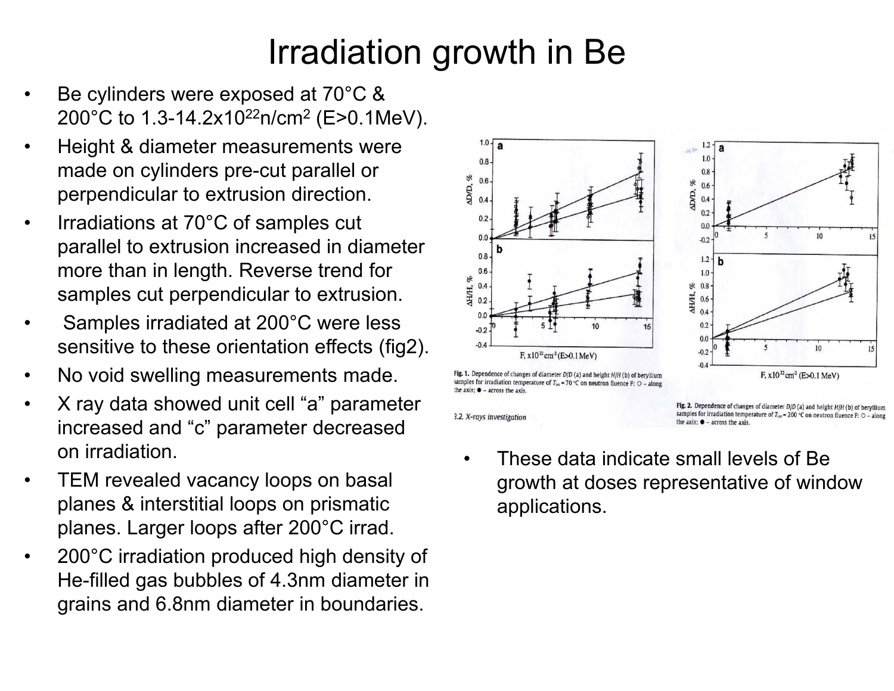# Irradiation growth in Be

- Be cylinders were exposed at 70°C & 200°C to 1.3-14.2x$10^{22}$n/$cm^2$ (E>0.1MeV).
- Height & diameter measurements were made on cylinders pre-cut parallel or perpendicular to extrusion direction.
- Irradiations at 70°C of samples cut parallel to extrusion increased in diameter more than in length. Reverse trend for samples cut perpendicular to extrusion.
- Samples irradiated at 200°C were less sensitive to these orientation effects (fig2).
- No void swelling measurements made.
- X ray data showed unit cell "a" parameter increased and "c" parameter decreased on irradiation.
- TEM revealed vacancy loops on basal planes & interstitial loops on prismatic planes. Larger loops after 200°C irrad.
- 200°C irradiation produced high density of He-filled gas bubbles of 4.3nm diameter in grains and 6.8nm diameter in boundaries.

**Fig. 1.** Dependence of changes of diameter $D/D$ (a) and height $H/H$ (b) of beryllium samples for irradiation temperature of $T_{irr}$ = 70 °C on neutron fluence F: ○ – along the axis; ● – across the axis.

**Fig. 2.** Dependence of changes of diameter $D/D$ (a) and height $H/H$ (b) of beryllium samples for irradiation temperature of $T_{irr}$ = 200 °C on neutron fluence F: ○ – along the axis; ● – across the axis.

- These data indicate small levels of Be growth at doses representative of window applications.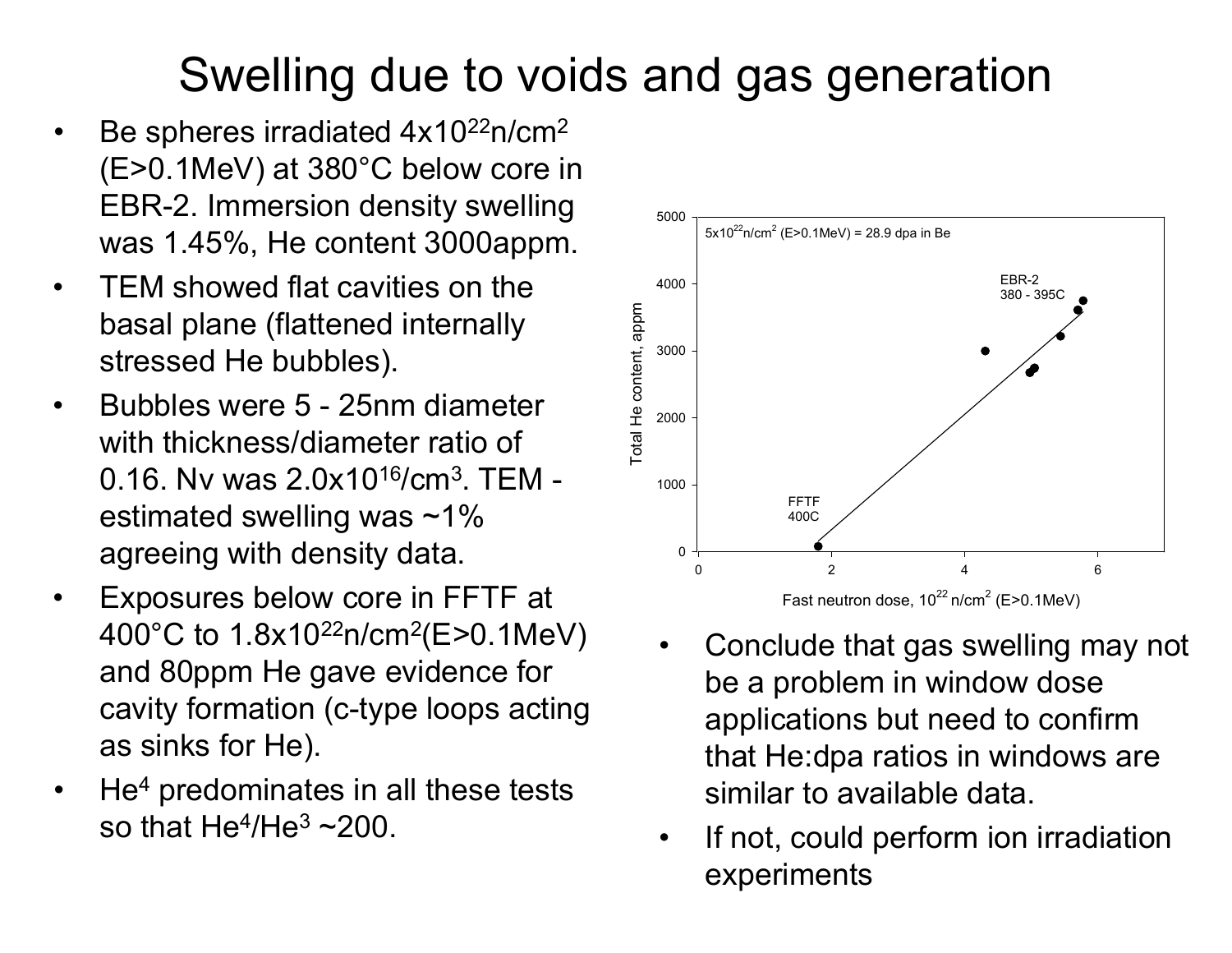# Swelling due to voids and gas generation

- Be spheres irradiated $4 \times 10^{22}$ n/cm$^2$ (E>0.1MeV) at 380°C below core in EBR-2. Immersion density swelling was 1.45%, He content 3000appm.
- TEM showed flat cavities on the basal plane (flattened internally stressed He bubbles).
- Bubbles were 5 - 25nm diameter with thickness/diameter ratio of 0.16. Nv was $2.0 \times 10^{16}$/cm$^3$. TEM - estimated swelling was ~1% agreeing with density data.
- Exposures below core in FFTF at 400°C to $1.8 \times 10^{22}$ n/cm$^2$(E>0.1MeV) and 80ppm He gave evidence for cavity formation (c-type loops acting as sinks for He).
- $He^4$ predominates in all these tests so that $He^4/He^3$ ~200.

- Conclude that gas swelling may not be a problem in window dose applications but need to confirm that He:dpa ratios in windows are similar to available data.
- If not, could perform ion irradiation experiments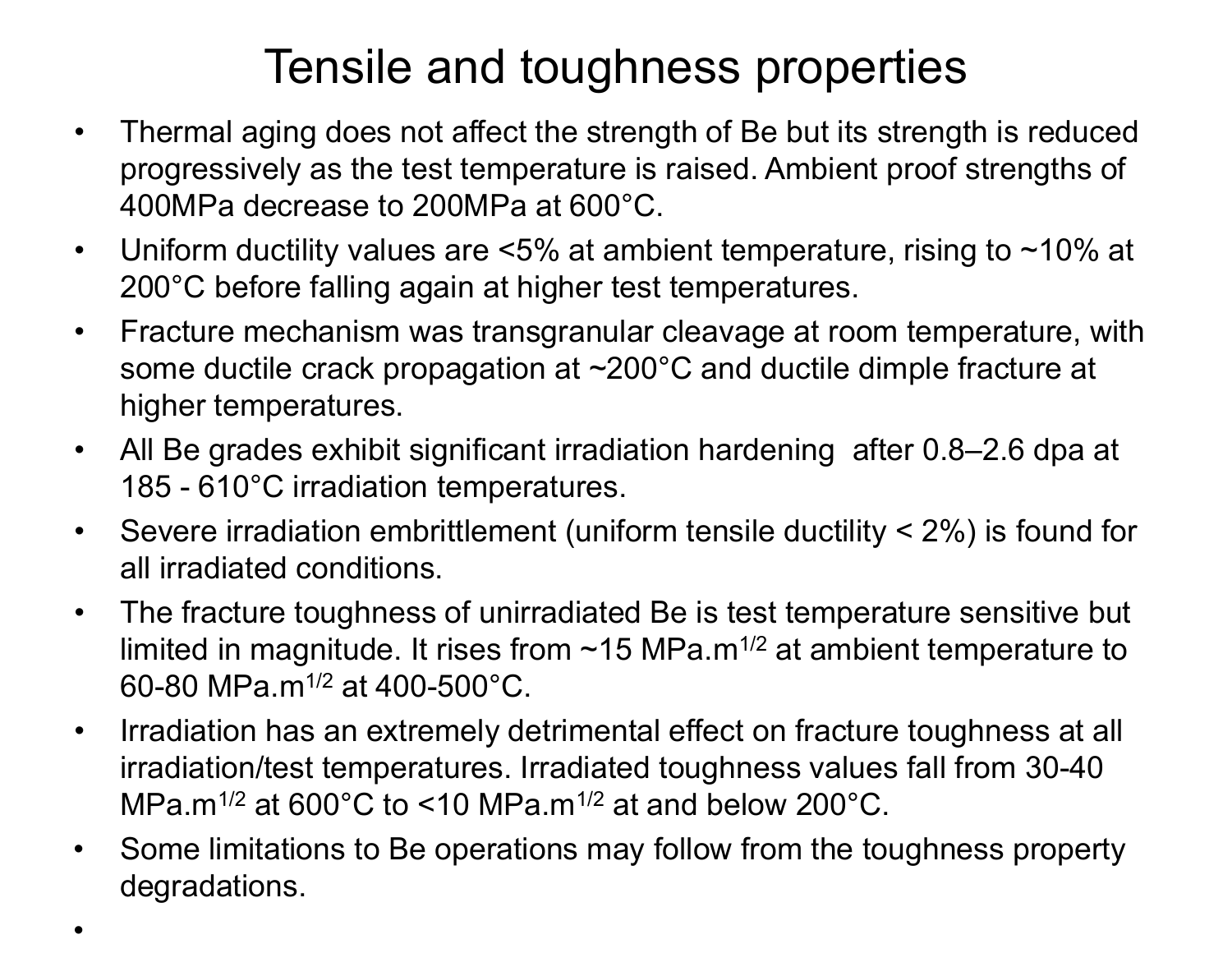# Tensile and toughness properties

- Thermal aging does not affect the strength of Be but its strength is reduced progressively as the test temperature is raised. Ambient proof strengths of 400MPa decrease to 200MPa at 600°C.
- Uniform ductility values are <5% at ambient temperature, rising to ~10% at 200°C before falling again at higher test temperatures.
- Fracture mechanism was transgranular cleavage at room temperature, with some ductile crack propagation at ~200°C and ductile dimple fracture at higher temperatures.
- All Be grades exhibit significant irradiation hardening after 0.8–2.6 dpa at 185 - 610°C irradiation temperatures.
- Severe irradiation embrittlement (uniform tensile ductility < 2%) is found for all irradiated conditions.
- The fracture toughness of unirradiated Be is test temperature sensitive but limited in magnitude. It rises from ~15 $MPa.m^{1/2}$ at ambient temperature to 60-80 $MPa.m^{1/2}$ at 400-500°C.
- Irradiation has an extremely detrimental effect on fracture toughness at all irradiation/test temperatures. Irradiated toughness values fall from 30-40 $MPa.m^{1/2}$ at 600°C to <10 $MPa.m^{1/2}$ at and below 200°C.
- Some limitations to Be operations may follow from the toughness property degradations.